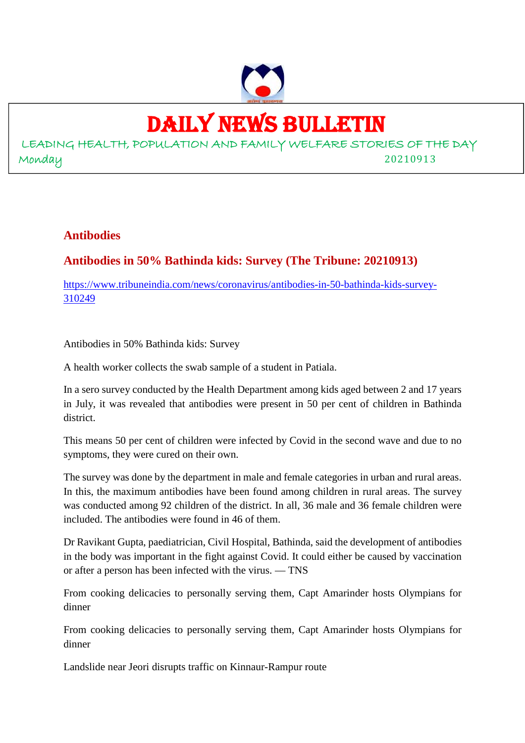# DAILY NEWS BULLETIN

LEADING HEALTH, POPULATION AND FAMILY WELFARE STORIES OF THE DAY

Monday 20210913

## Antibodies

### Antibodies in 50% Bathinda kids: Survey (The Tribune: 20210913)

https://www.tribuneindia.com/news/coronavirus/antibodies-in-50-bathinda-kids-survey-310249

Antibodies in 50% Bathinda kids: Survey

A health worker collects the swab sample of a student in Patiala.

In a sero survey conducted by the Health Department among kids aged between 2 and 17 years in July, it was revealed that antibodies were present in 50 per cent of children in Bathinda district.

This means 50 per cent of children were infected by Covid in the second wave and due to no symptoms, they were cured on their own.

The survey was done by the department in male and female categories in urban and rural areas. In this, the maximum antibodies have been found among children in rural areas. The survey was conducted among 92 children of the district. In all, 36 male and 36 female children were included. The antibodies were found in 46 of them.

Dr Ravikant Gupta, paediatrician, Civil Hospital, Bathinda, said the development of antibodies in the body was important in the fight against Covid. It could either be caused by vaccination or after a person has been infected with the virus. — TNS

From cooking delicacies to personally serving them, Capt Amarinder hosts Olympians for dinner

From cooking delicacies to personally serving them, Capt Amarinder hosts Olympians for dinner

Landslide near Jeori disrupts traffic on Kinnaur-Rampur route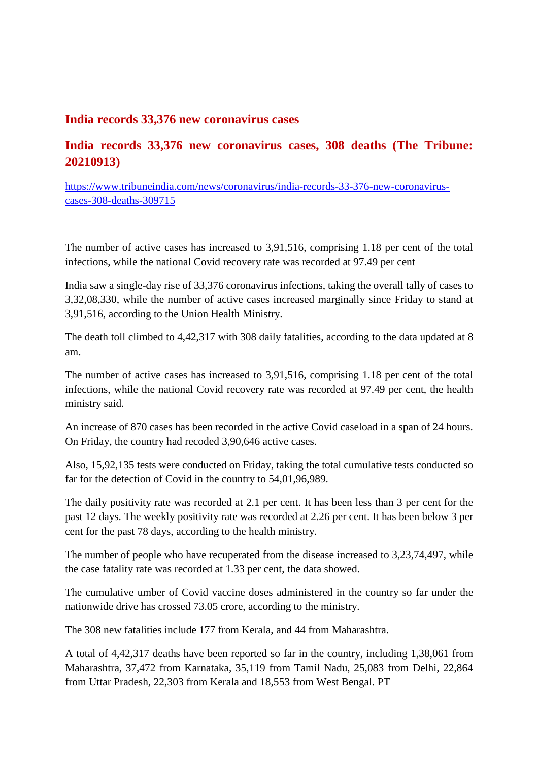## India records 33,376 new coronavirus cases

## India records 33,376 new coronavirus cases, 308 deaths (The Tribune: 20210913)

https://www.tribuneindia.com/news/coronavirus/india-records-33-376-new-coronavirus-cases-308-deaths-309715

The number of active cases has increased to 3,91,516, comprising 1.18 per cent of the total infections, while the national Covid recovery rate was recorded at 97.49 per cent

India saw a single-day rise of 33,376 coronavirus infections, taking the overall tally of cases to 3,32,08,330, while the number of active cases increased marginally since Friday to stand at 3,91,516, according to the Union Health Ministry.

The death toll climbed to 4,42,317 with 308 daily fatalities, according to the data updated at 8 am.

The number of active cases has increased to 3,91,516, comprising 1.18 per cent of the total infections, while the national Covid recovery rate was recorded at 97.49 per cent, the health ministry said.

An increase of 870 cases has been recorded in the active Covid caseload in a span of 24 hours. On Friday, the country had recoded 3,90,646 active cases.

Also, 15,92,135 tests were conducted on Friday, taking the total cumulative tests conducted so far for the detection of Covid in the country to 54,01,96,989.

The daily positivity rate was recorded at 2.1 per cent. It has been less than 3 per cent for the past 12 days. The weekly positivity rate was recorded at 2.26 per cent. It has been below 3 per cent for the past 78 days, according to the health ministry.

The number of people who have recuperated from the disease increased to 3,23,74,497, while the case fatality rate was recorded at 1.33 per cent, the data showed.

The cumulative umber of Covid vaccine doses administered in the country so far under the nationwide drive has crossed 73.05 crore, according to the ministry.

The 308 new fatalities include 177 from Kerala, and 44 from Maharashtra.

A total of 4,42,317 deaths have been reported so far in the country, including 1,38,061 from Maharashtra, 37,472 from Karnataka, 35,119 from Tamil Nadu, 25,083 from Delhi, 22,864 from Uttar Pradesh, 22,303 from Kerala and 18,553 from West Bengal. PT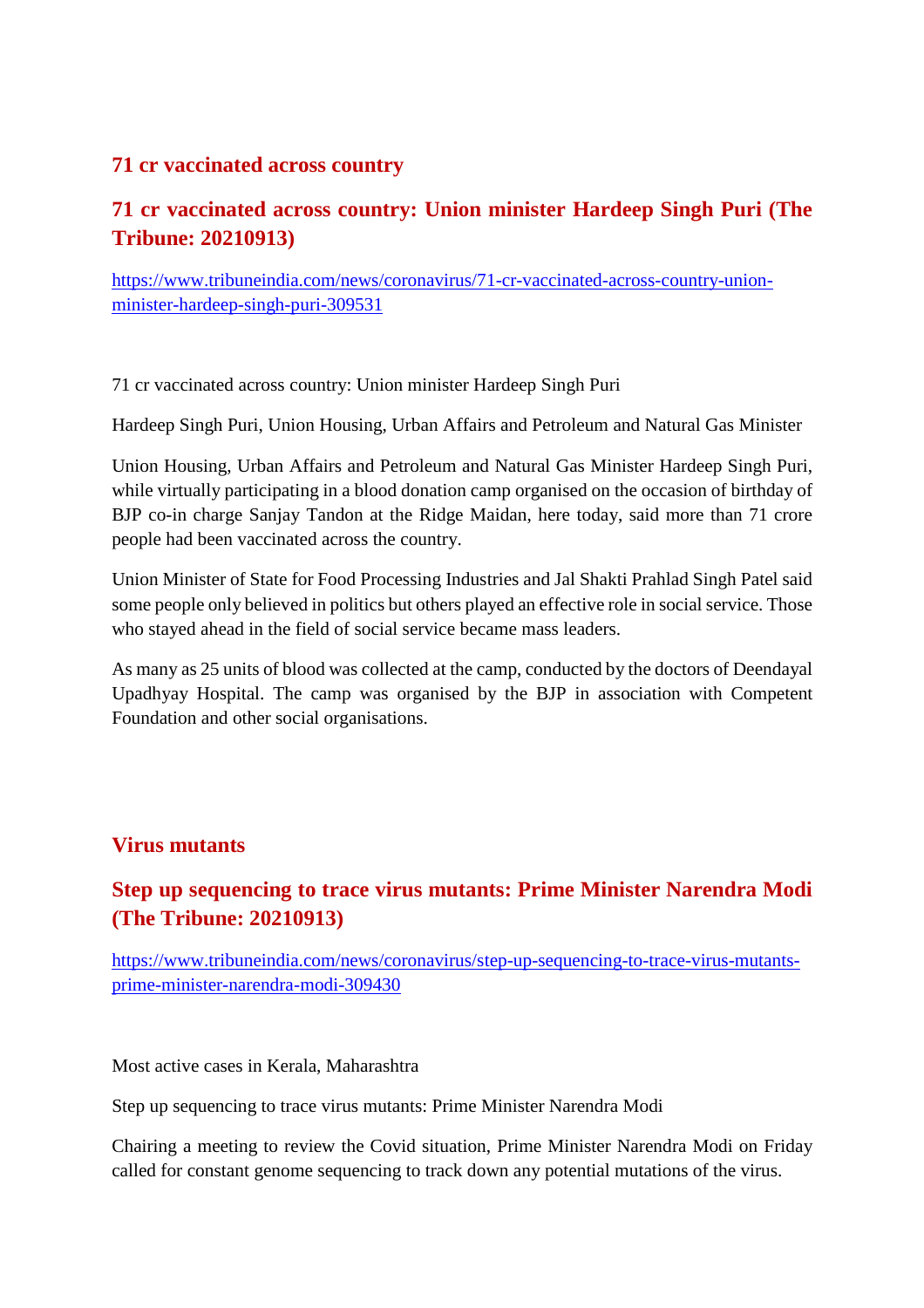## 71 cr vaccinated across country

## 71 cr vaccinated across country: Union minister Hardeep Singh Puri (The Tribune: 20210913)

[https://www.tribuneindia.com/news/coronavirus/71-cr-vaccinated-across-country-union-minister-hardeep-singh-puri-309531](https://www.tribuneindia.com/news/coronavirus/71-cr-vaccinated-across-country-union-minister-hardeep-singh-puri-309531)

71 cr vaccinated across country: Union minister Hardeep Singh Puri

Hardeep Singh Puri, Union Housing, Urban Affairs and Petroleum and Natural Gas Minister

Union Housing, Urban Affairs and Petroleum and Natural Gas Minister Hardeep Singh Puri, while virtually participating in a blood donation camp organised on the occasion of birthday of BJP co-in charge Sanjay Tandon at the Ridge Maidan, here today, said more than 71 crore people had been vaccinated across the country.

Union Minister of State for Food Processing Industries and Jal Shakti Prahlad Singh Patel said some people only believed in politics but others played an effective role in social service. Those who stayed ahead in the field of social service became mass leaders.

As many as 25 units of blood was collected at the camp, conducted by the doctors of Deendayal Upadhyay Hospital. The camp was organised by the BJP in association with Competent Foundation and other social organisations.

## Virus mutants

## Step up sequencing to trace virus mutants: Prime Minister Narendra Modi (The Tribune: 20210913)

[https://www.tribuneindia.com/news/coronavirus/step-up-sequencing-to-trace-virus-mutants-prime-minister-narendra-modi-309430](https://www.tribuneindia.com/news/coronavirus/step-up-sequencing-to-trace-virus-mutants-prime-minister-narendra-modi-309430)

Most active cases in Kerala, Maharashtra

Step up sequencing to trace virus mutants: Prime Minister Narendra Modi

Chairing a meeting to review the Covid situation, Prime Minister Narendra Modi on Friday called for constant genome sequencing to track down any potential mutations of the virus.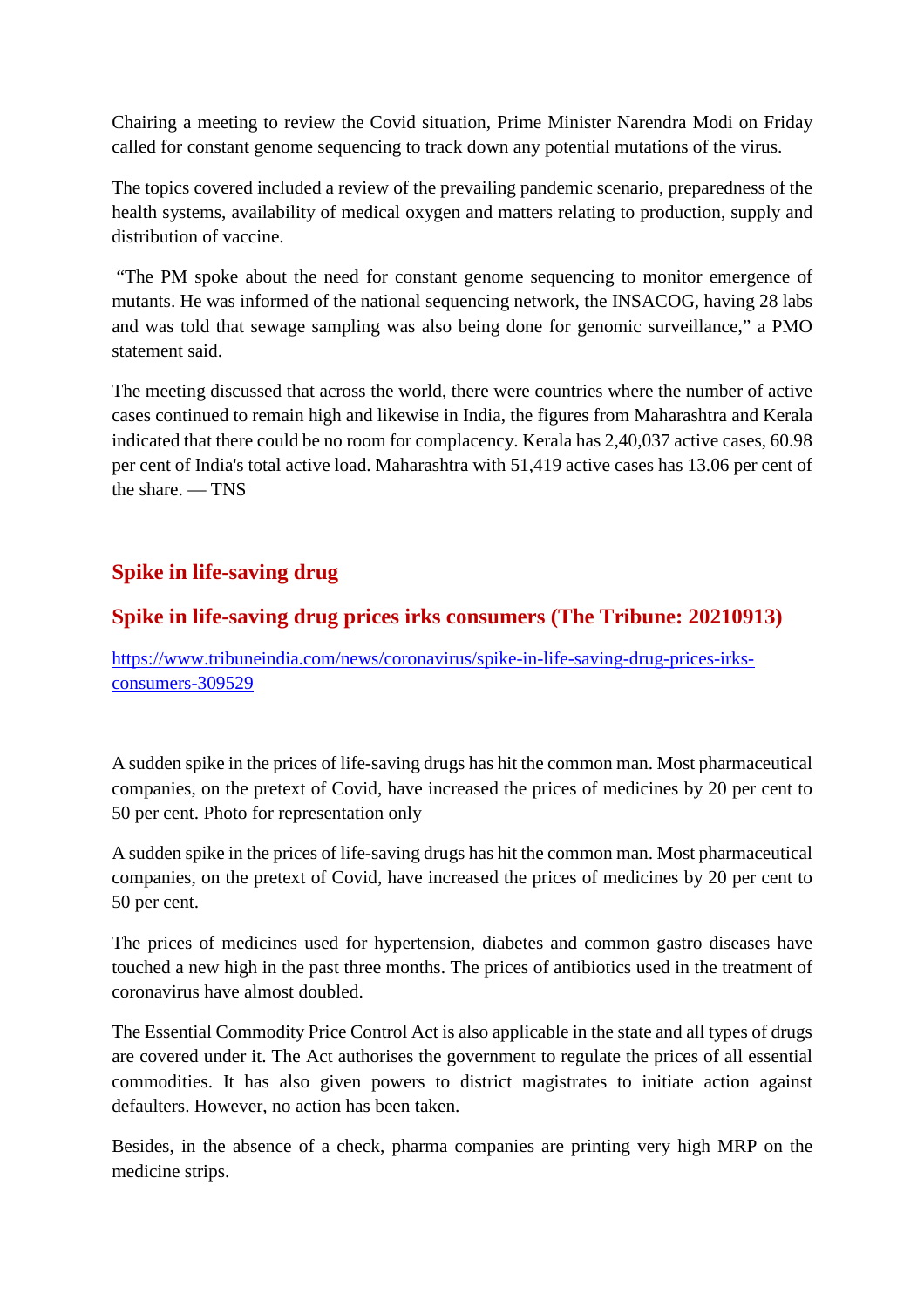Chairing a meeting to review the Covid situation, Prime Minister Narendra Modi on Friday called for constant genome sequencing to track down any potential mutations of the virus.

The topics covered included a review of the prevailing pandemic scenario, preparedness of the health systems, availability of medical oxygen and matters relating to production, supply and distribution of vaccine.

"The PM spoke about the need for constant genome sequencing to monitor emergence of mutants. He was informed of the national sequencing network, the INSACOG, having 28 labs and was told that sewage sampling was also being done for genomic surveillance," a PMO statement said.

The meeting discussed that across the world, there were countries where the number of active cases continued to remain high and likewise in India, the figures from Maharashtra and Kerala indicated that there could be no room for complacency. Kerala has 2,40,037 active cases, 60.98 per cent of India's total active load. Maharashtra with 51,419 active cases has 13.06 per cent of the share. — TNS

## Spike in life-saving drug

## Spike in life-saving drug prices irks consumers (The Tribune: 20210913)

[https://www.tribuneindia.com/news/coronavirus/spike-in-life-saving-drug-prices-irks-consumers-309529](https://www.tribuneindia.com/news/coronavirus/spike-in-life-saving-drug-prices-irks-consumers-309529)

A sudden spike in the prices of life-saving drugs has hit the common man. Most pharmaceutical companies, on the pretext of Covid, have increased the prices of medicines by 20 per cent to 50 per cent. Photo for representation only

A sudden spike in the prices of life-saving drugs has hit the common man. Most pharmaceutical companies, on the pretext of Covid, have increased the prices of medicines by 20 per cent to 50 per cent.

The prices of medicines used for hypertension, diabetes and common gastro diseases have touched a new high in the past three months. The prices of antibiotics used in the treatment of coronavirus have almost doubled.

The Essential Commodity Price Control Act is also applicable in the state and all types of drugs are covered under it. The Act authorises the government to regulate the prices of all essential commodities. It has also given powers to district magistrates to initiate action against defaulters. However, no action has been taken.

Besides, in the absence of a check, pharma companies are printing very high MRP on the medicine strips.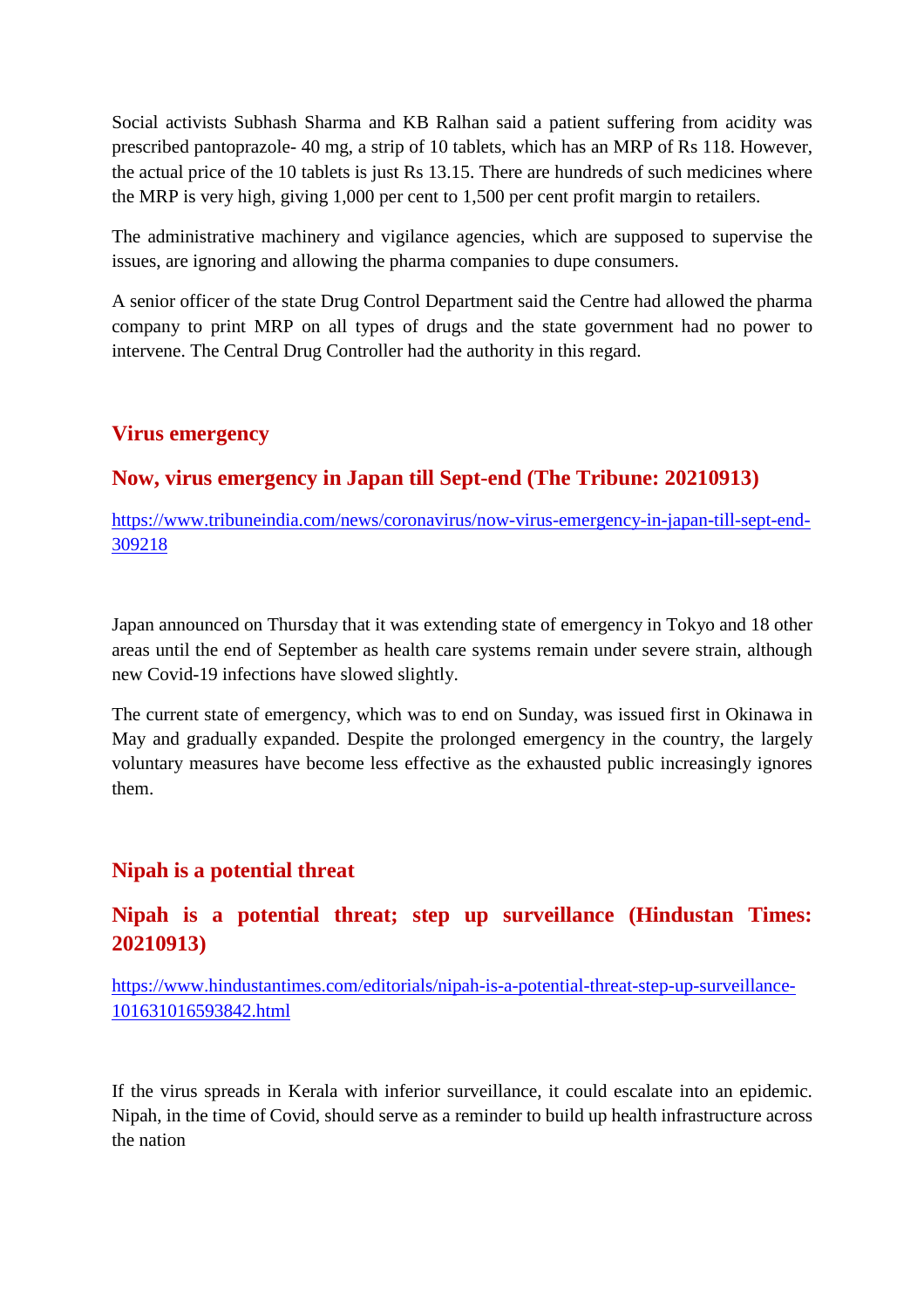Social activists Subhash Sharma and KB Ralhan said a patient suffering from acidity was prescribed pantoprazole- 40 mg, a strip of 10 tablets, which has an MRP of Rs 118. However, the actual price of the 10 tablets is just Rs 13.15. There are hundreds of such medicines where the MRP is very high, giving 1,000 per cent to 1,500 per cent profit margin to retailers.

The administrative machinery and vigilance agencies, which are supposed to supervise the issues, are ignoring and allowing the pharma companies to dupe consumers.

A senior officer of the state Drug Control Department said the Centre had allowed the pharma company to print MRP on all types of drugs and the state government had no power to intervene. The Central Drug Controller had the authority in this regard.

## Virus emergency

## Now, virus emergency in Japan till Sept-end (The Tribune: 20210913)

https://www.tribuneindia.com/news/coronavirus/now-virus-emergency-in-japan-till-sept-end-309218

Japan announced on Thursday that it was extending state of emergency in Tokyo and 18 other areas until the end of September as health care systems remain under severe strain, although new Covid-19 infections have slowed slightly.

The current state of emergency, which was to end on Sunday, was issued first in Okinawa in May and gradually expanded. Despite the prolonged emergency in the country, the largely voluntary measures have become less effective as the exhausted public increasingly ignores them.

## Nipah is a potential threat

## Nipah is a potential threat; step up surveillance (Hindustan Times: 20210913)

https://www.hindustantimes.com/editorials/nipah-is-a-potential-threat-step-up-surveillance-101631016593842.html

If the virus spreads in Kerala with inferior surveillance, it could escalate into an epidemic. Nipah, in the time of Covid, should serve as a reminder to build up health infrastructure across the nation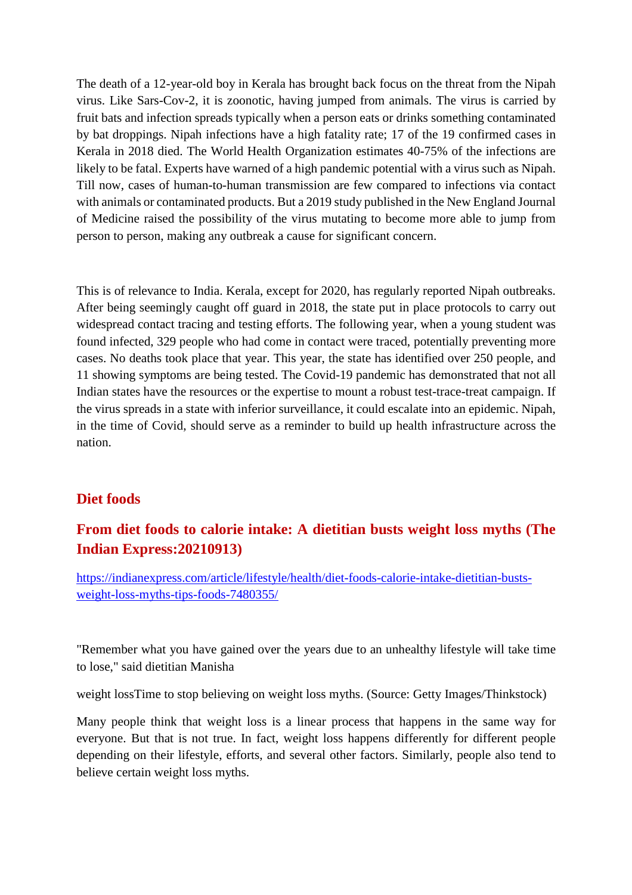The death of a 12-year-old boy in Kerala has brought back focus on the threat from the Nipah virus. Like Sars-Cov-2, it is zoonotic, having jumped from animals. The virus is carried by fruit bats and infection spreads typically when a person eats or drinks something contaminated by bat droppings. Nipah infections have a high fatality rate; 17 of the 19 confirmed cases in Kerala in 2018 died. The World Health Organization estimates 40-75% of the infections are likely to be fatal. Experts have warned of a high pandemic potential with a virus such as Nipah. Till now, cases of human-to-human transmission are few compared to infections via contact with animals or contaminated products. But a 2019 study published in the New England Journal of Medicine raised the possibility of the virus mutating to become more able to jump from person to person, making any outbreak a cause for significant concern.

This is of relevance to India. Kerala, except for 2020, has regularly reported Nipah outbreaks. After being seemingly caught off guard in 2018, the state put in place protocols to carry out widespread contact tracing and testing efforts. The following year, when a young student was found infected, 329 people who had come in contact were traced, potentially preventing more cases. No deaths took place that year. This year, the state has identified over 250 people, and 11 showing symptoms are being tested. The Covid-19 pandemic has demonstrated that not all Indian states have the resources or the expertise to mount a robust test-trace-treat campaign. If the virus spreads in a state with inferior surveillance, it could escalate into an epidemic. Nipah, in the time of Covid, should serve as a reminder to build up health infrastructure across the nation.

## Diet foods

## From diet foods to calorie intake: A dietitian busts weight loss myths (The Indian Express:20210913)

https://indianexpress.com/article/lifestyle/health/diet-foods-calorie-intake-dietitian-busts-weight-loss-myths-tips-foods-7480355/

"Remember what you have gained over the years due to an unhealthy lifestyle will take time to lose," said dietitian Manisha

weight lossTime to stop believing on weight loss myths. (Source: Getty Images/Thinkstock)

Many people think that weight loss is a linear process that happens in the same way for everyone. But that is not true. In fact, weight loss happens differently for different people depending on their lifestyle, efforts, and several other factors. Similarly, people also tend to believe certain weight loss myths.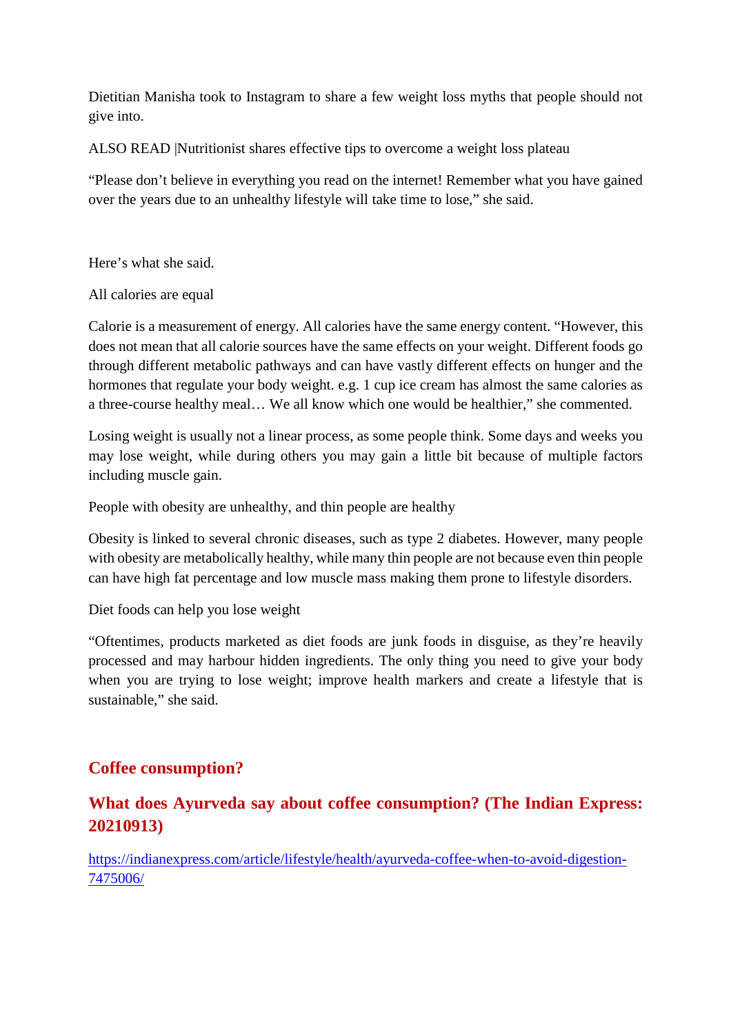Dietitian Manisha took to Instagram to share a few weight loss myths that people should not give into.

ALSO READ |Nutritionist shares effective tips to overcome a weight loss plateau

“Please don’t believe in everything you read on the internet! Remember what you have gained over the years due to an unhealthy lifestyle will take time to lose,” she said.

Here’s what she said.

All calories are equal

Calorie is a measurement of energy. All calories have the same energy content. “However, this does not mean that all calorie sources have the same effects on your weight. Different foods go through different metabolic pathways and can have vastly different effects on hunger and the hormones that regulate your body weight. e.g. 1 cup ice cream has almost the same calories as a three-course healthy meal… We all know which one would be healthier,” she commented.

Losing weight is usually not a linear process, as some people think. Some days and weeks you may lose weight, while during others you may gain a little bit because of multiple factors including muscle gain.

People with obesity are unhealthy, and thin people are healthy

Obesity is linked to several chronic diseases, such as type 2 diabetes. However, many people with obesity are metabolically healthy, while many thin people are not because even thin people can have high fat percentage and low muscle mass making them prone to lifestyle disorders.

Diet foods can help you lose weight

“Oftentimes, products marketed as diet foods are junk foods in disguise, as they’re heavily processed and may harbour hidden ingredients. The only thing you need to give your body when you are trying to lose weight; improve health markers and create a lifestyle that is sustainable,” she said.

## Coffee consumption?

## What does Ayurveda say about coffee consumption? (The Indian Express: 20210913)

https://indianexpress.com/article/lifestyle/health/ayurveda-coffee-when-to-avoid-digestion-7475006/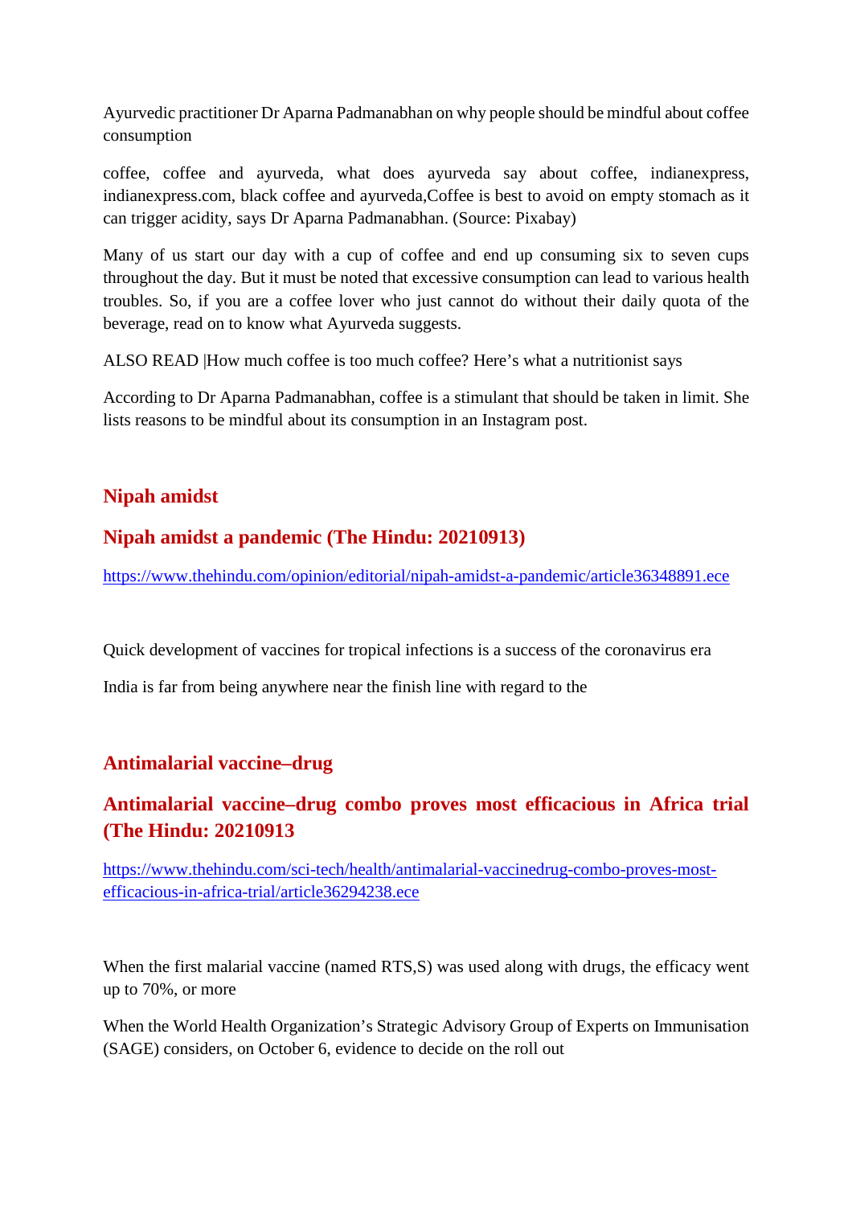Ayurvedic practitioner Dr Aparna Padmanabhan on why people should be mindful about coffee consumption

coffee, coffee and ayurveda, what does ayurveda say about coffee, indianexpress, indianexpress.com, black coffee and ayurveda,Coffee is best to avoid on empty stomach as it can trigger acidity, says Dr Aparna Padmanabhan. (Source: Pixabay)

Many of us start our day with a cup of coffee and end up consuming six to seven cups throughout the day. But it must be noted that excessive consumption can lead to various health troubles. So, if you are a coffee lover who just cannot do without their daily quota of the beverage, read on to know what Ayurveda suggests.

ALSO READ |How much coffee is too much coffee? Here's what a nutritionist says

According to Dr Aparna Padmanabhan, coffee is a stimulant that should be taken in limit. She lists reasons to be mindful about its consumption in an Instagram post.

## Nipah amidst

## Nipah amidst a pandemic (The Hindu: 20210913)

https://www.thehindu.com/opinion/editorial/nipah-amidst-a-pandemic/article36348891.ece

Quick development of vaccines for tropical infections is a success of the coronavirus era

India is far from being anywhere near the finish line with regard to the

## Antimalarial vaccine–drug

## Antimalarial vaccine–drug combo proves most efficacious in Africa trial (The Hindu: 20210913

https://www.thehindu.com/sci-tech/health/antimalarial-vaccinedrug-combo-proves-most-efficacious-in-africa-trial/article36294238.ece

When the first malarial vaccine (named RTS,S) was used along with drugs, the efficacy went up to 70%, or more

When the World Health Organization's Strategic Advisory Group of Experts on Immunisation (SAGE) considers, on October 6, evidence to decide on the roll out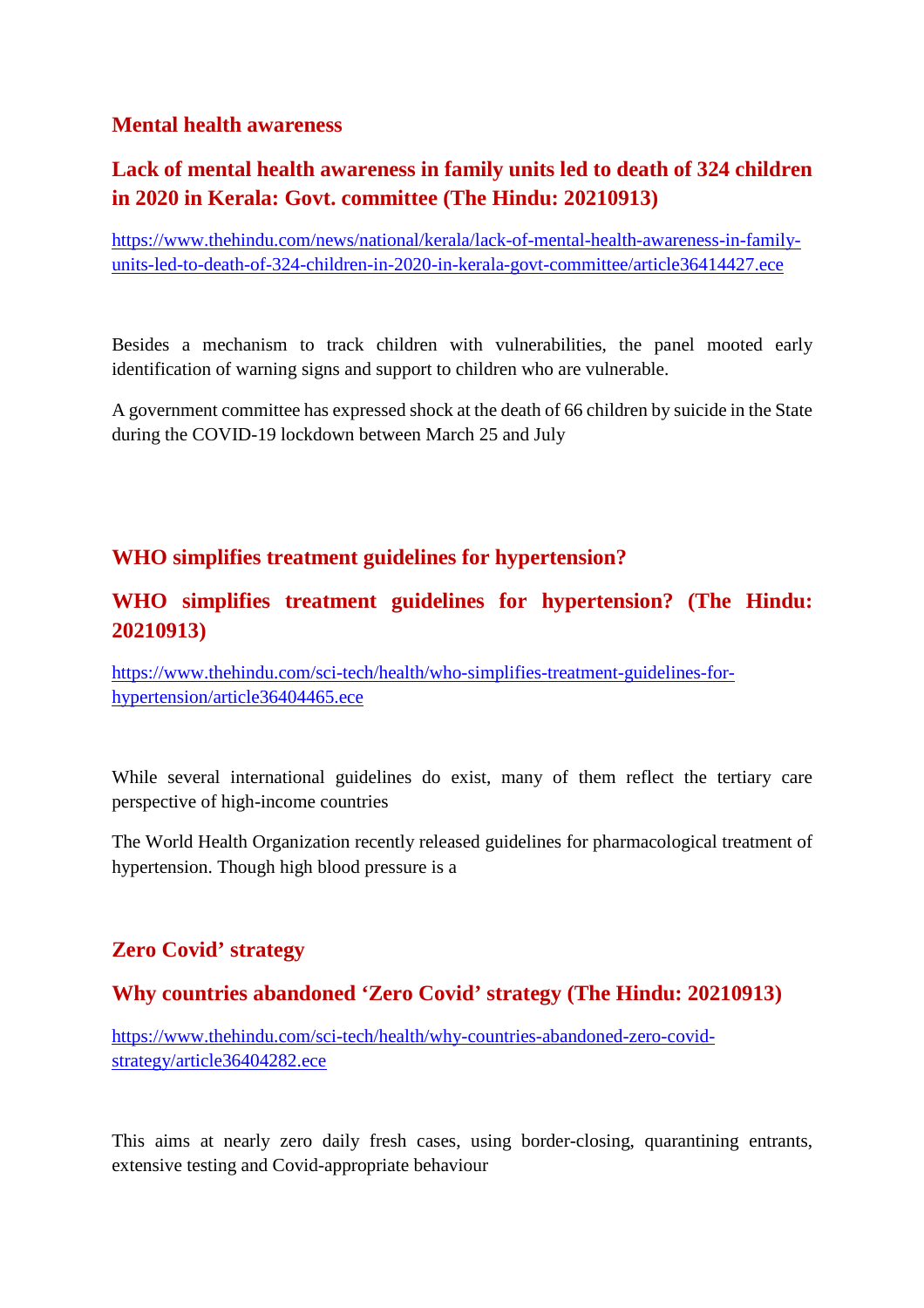## Mental health awareness

### Lack of mental health awareness in family units led to death of 324 children in 2020 in Kerala: Govt. committee (The Hindu: 20210913)

https://www.thehindu.com/news/national/kerala/lack-of-mental-health-awareness-in-family-units-led-to-death-of-324-children-in-2020-in-kerala-govt-committee/article36414427.ece

Besides a mechanism to track children with vulnerabilities, the panel mooted early identification of warning signs and support to children who are vulnerable.

A government committee has expressed shock at the death of 66 children by suicide in the State during the COVID-19 lockdown between March 25 and July

## WHO simplifies treatment guidelines for hypertension?

### WHO simplifies treatment guidelines for hypertension? (The Hindu: 20210913)

https://www.thehindu.com/sci-tech/health/who-simplifies-treatment-guidelines-for-hypertension/article36404465.ece

While several international guidelines do exist, many of them reflect the tertiary care perspective of high-income countries

The World Health Organization recently released guidelines for pharmacological treatment of hypertension. Though high blood pressure is a

## Zero Covid' strategy

### Why countries abandoned 'Zero Covid' strategy (The Hindu: 20210913)

https://www.thehindu.com/sci-tech/health/why-countries-abandoned-zero-covid-strategy/article36404282.ece

This aims at nearly zero daily fresh cases, using border-closing, quarantining entrants, extensive testing and Covid-appropriate behaviour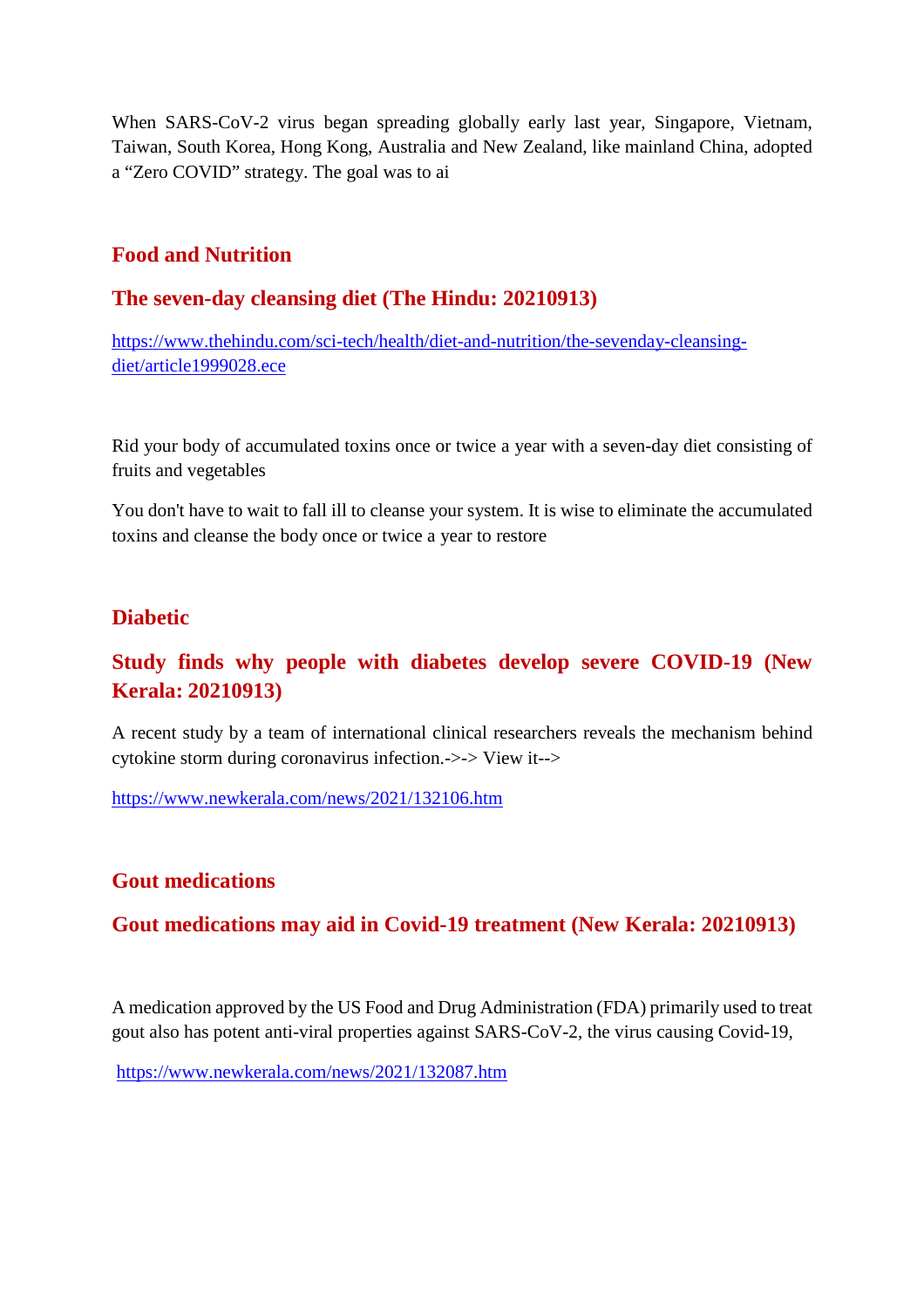When SARS-CoV-2 virus began spreading globally early last year, Singapore, Vietnam, Taiwan, South Korea, Hong Kong, Australia and New Zealand, like mainland China, adopted a "Zero COVID" strategy. The goal was to ai

## Food and Nutrition

### The seven-day cleansing diet (The Hindu: 20210913)

https://www.thehindu.com/sci-tech/health/diet-and-nutrition/the-sevenday-cleansing-diet/article1999028.ece

Rid your body of accumulated toxins once or twice a year with a seven-day diet consisting of fruits and vegetables

You don't have to wait to fall ill to cleanse your system. It is wise to eliminate the accumulated toxins and cleanse the body once or twice a year to restore

## Diabetic

### Study finds why people with diabetes develop severe COVID-19 (New Kerala: 20210913)

A recent study by a team of international clinical researchers reveals the mechanism behind cytokine storm during coronavirus infection.->-> View it-->

https://www.newkerala.com/news/2021/132106.htm

## Gout medications

### Gout medications may aid in Covid-19 treatment (New Kerala: 20210913)

A medication approved by the US Food and Drug Administration (FDA) primarily used to treat gout also has potent anti-viral properties against SARS-CoV-2, the virus causing Covid-19,

https://www.newkerala.com/news/2021/132087.htm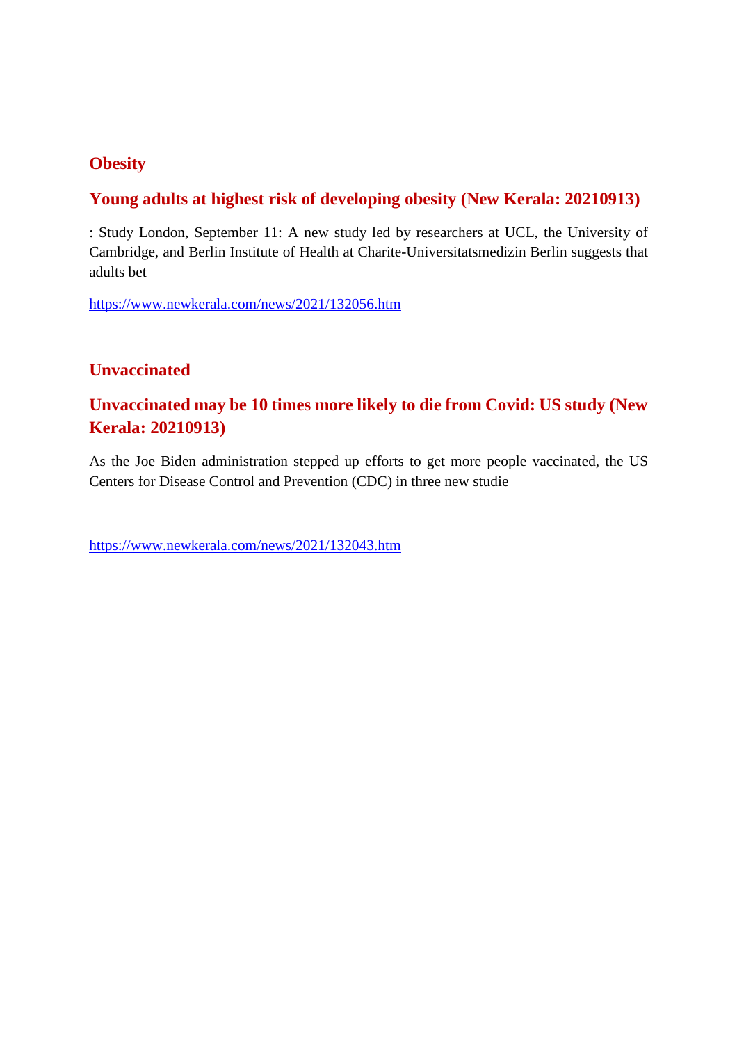## Obesity

### Young adults at highest risk of developing obesity (New Kerala: 20210913)

: Study London, September 11: A new study led by researchers at UCL, the University of Cambridge, and Berlin Institute of Health at Charite-Universitatsmedizin Berlin suggests that adults bet

https://www.newkerala.com/news/2021/132056.htm

## Unvaccinated

### Unvaccinated may be 10 times more likely to die from Covid: US study (New Kerala: 20210913)

As the Joe Biden administration stepped up efforts to get more people vaccinated, the US Centers for Disease Control and Prevention (CDC) in three new studie

https://www.newkerala.com/news/2021/132043.htm